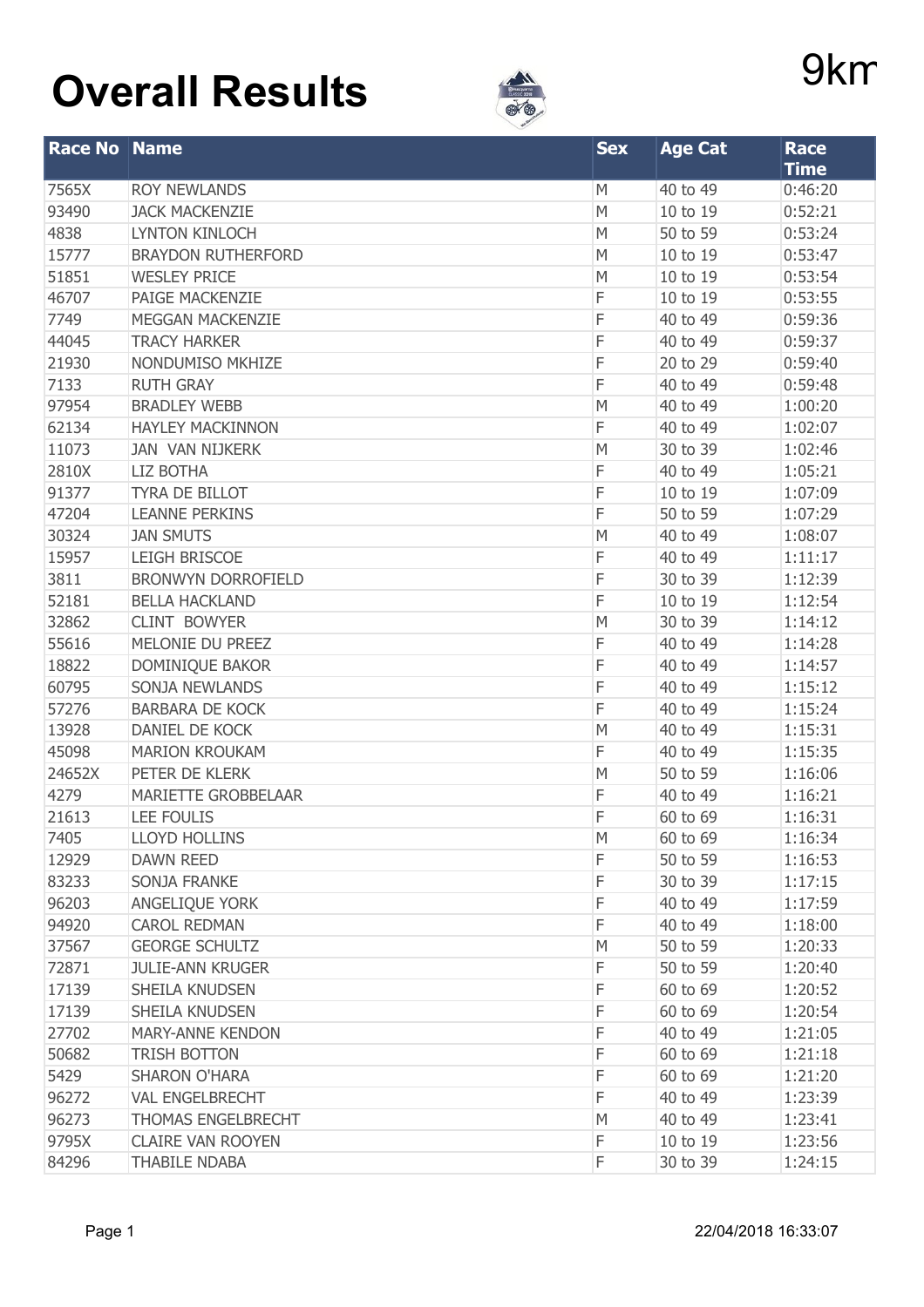# Overall Results

9km

| Race No | Name | Sex | Age Cat | Race Time |
|---|---|---|---|---|
| 7565X | ROY NEWLANDS | M | 40 to 49 | 0:46:20 |
| 93490 | JACK MACKENZIE | M | 10 to 19 | 0:52:21 |
| 4838 | LYNTON KINLOCH | M | 50 to 59 | 0:53:24 |
| 15777 | BRAYDON RUTHERFORD | M | 10 to 19 | 0:53:47 |
| 51851 | WESLEY PRICE | M | 10 to 19 | 0:53:54 |
| 46707 | PAIGE MACKENZIE | F | 10 to 19 | 0:53:55 |
| 7749 | MEGGAN MACKENZIE | F | 40 to 49 | 0:59:36 |
| 44045 | TRACY HARKER | F | 40 to 49 | 0:59:37 |
| 21930 | NONDUMISO MKHIZE | F | 20 to 29 | 0:59:40 |
| 7133 | RUTH GRAY | F | 40 to 49 | 0:59:48 |
| 97954 | BRADLEY WEBB | M | 40 to 49 | 1:00:20 |
| 62134 | HAYLEY MACKINNON | F | 40 to 49 | 1:02:07 |
| 11073 | JAN VAN NIJKERK | M | 30 to 39 | 1:02:46 |
| 2810X | LIZ BOTHA | F | 40 to 49 | 1:05:21 |
| 91377 | TYRA DE BILLOT | F | 10 to 19 | 1:07:09 |
| 47204 | LEANNE PERKINS | F | 50 to 59 | 1:07:29 |
| 30324 | JAN SMUTS | M | 40 to 49 | 1:08:07 |
| 15957 | LEIGH BRISCOE | F | 40 to 49 | 1:11:17 |
| 3811 | BRONWYN DORROFIELD | F | 30 to 39 | 1:12:39 |
| 52181 | BELLA HACKLAND | F | 10 to 19 | 1:12:54 |
| 32862 | CLINT BOWYER | M | 30 to 39 | 1:14:12 |
| 55616 | MELONIE DU PREEZ | F | 40 to 49 | 1:14:28 |
| 18822 | DOMINIQUE BAKOR | F | 40 to 49 | 1:14:57 |
| 60795 | SONJA NEWLANDS | F | 40 to 49 | 1:15:12 |
| 57276 | BARBARA DE KOCK | F | 40 to 49 | 1:15:24 |
| 13928 | DANIEL DE KOCK | M | 40 to 49 | 1:15:31 |
| 45098 | MARION KROUKAM | F | 40 to 49 | 1:15:35 |
| 24652X | PETER DE KLERK | M | 50 to 59 | 1:16:06 |
| 4279 | MARIETTE GROBBELAAR | F | 40 to 49 | 1:16:21 |
| 21613 | LEE FOULIS | F | 60 to 69 | 1:16:31 |
| 7405 | LLOYD HOLLINS | M | 60 to 69 | 1:16:34 |
| 12929 | DAWN REED | F | 50 to 59 | 1:16:53 |
| 83233 | SONJA FRANKE | F | 30 to 39 | 1:17:15 |
| 96203 | ANGELIQUE YORK | F | 40 to 49 | 1:17:59 |
| 94920 | CAROL REDMAN | F | 40 to 49 | 1:18:00 |
| 37567 | GEORGE SCHULTZ | M | 50 to 59 | 1:20:33 |
| 72871 | JULIE-ANN KRUGER | F | 50 to 59 | 1:20:40 |
| 17139 | SHEILA KNUDSEN | F | 60 to 69 | 1:20:52 |
| 17139 | SHEILA KNUDSEN | F | 60 to 69 | 1:20:54 |
| 27702 | MARY-ANNE KENDON | F | 40 to 49 | 1:21:05 |
| 50682 | TRISH BOTTON | F | 60 to 69 | 1:21:18 |
| 5429 | SHARON O'HARA | F | 60 to 69 | 1:21:20 |
| 96272 | VAL ENGELBRECHT | F | 40 to 49 | 1:23:39 |
| 96273 | THOMAS ENGELBRECHT | M | 40 to 49 | 1:23:41 |
| 9795X | CLAIRE VAN ROOYEN | F | 10 to 19 | 1:23:56 |
| 84296 | THABILE NDABA | F | 30 to 39 | 1:24:15 |

22/04/2018 16:33:07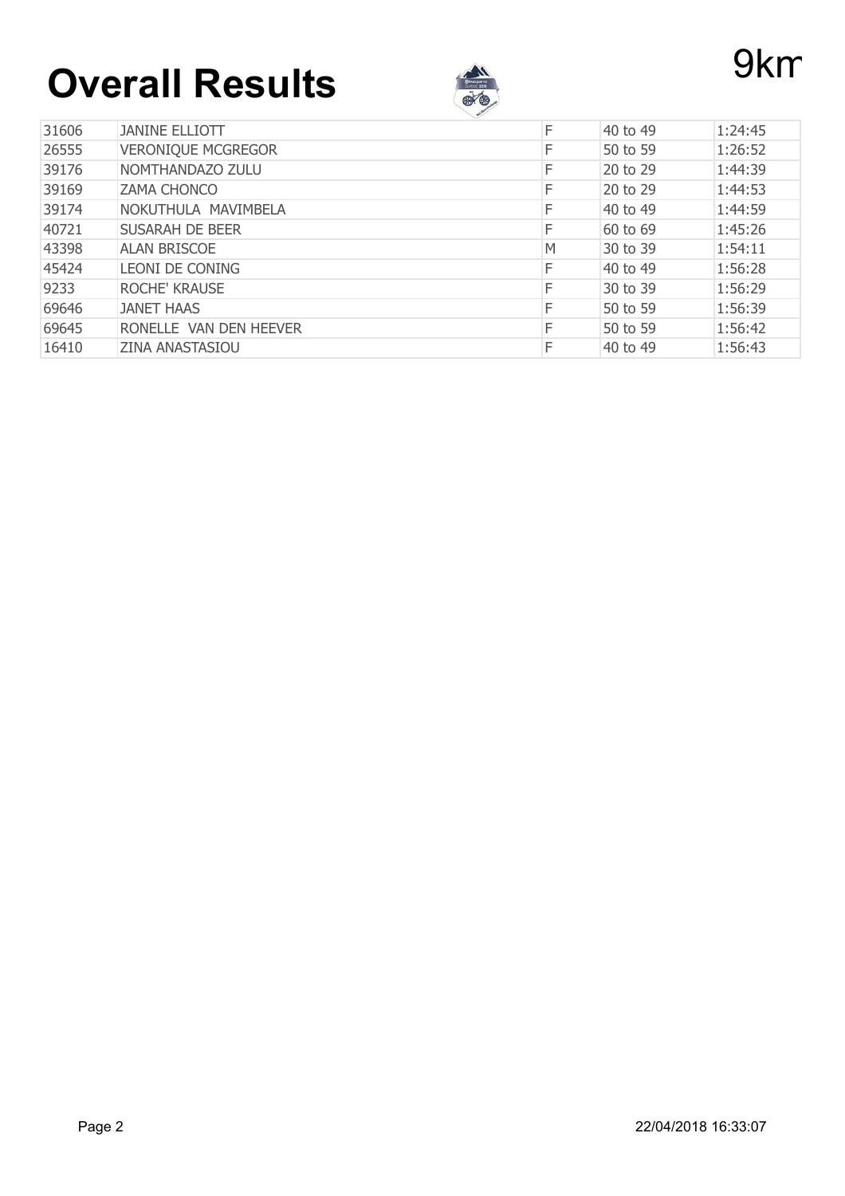# Overall Results

9km

| 31606 | JANINE ELLIOTT | F | 40 to 49 | 1:24:45 |
|---|---|---|---|---|
| 26555 | VERONIQUE MCGREGOR | F | 50 to 59 | 1:26:52 |
| 39176 | NOMTHANDAZO ZULU | F | 20 to 29 | 1:44:39 |
| 39169 | ZAMA CHONCO | F | 20 to 29 | 1:44:53 |
| 39174 | NOKUTHULA MAVIMBELA | F | 40 to 49 | 1:44:59 |
| 40721 | SUSARAH DE BEER | F | 60 to 69 | 1:45:26 |
| 43398 | ALAN BRISCOE | M | 30 to 39 | 1:54:11 |
| 45424 | LEONI DE CONING | F | 40 to 49 | 1:56:28 |
| 9233 | ROCHE' KRAUSE | F | 30 to 39 | 1:56:29 |
| 69646 | JANET HAAS | F | 50 to 59 | 1:56:39 |
| 69645 | RONELLE VAN DEN HEEVER | F | 50 to 59 | 1:56:42 |
| 16410 | ZINA ANASTASIOU | F | 40 to 49 | 1:56:43 |

22/04/2018 16:33:07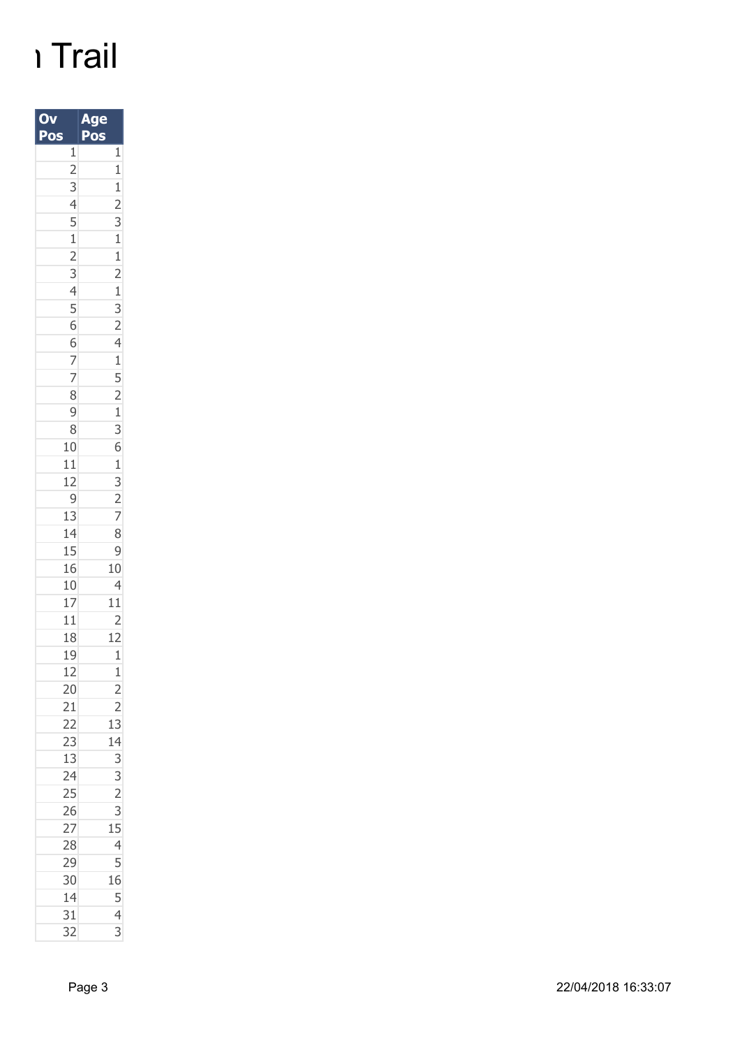# n Trail

| Ov Pos | Age Pos |
|---|---|
| 1 | 1 |
| 2 | 1 |
| 3 | 1 |
| 4 | 2 |
| 5 | 3 |
| 1 | 1 |
| 2 | 1 |
| 3 | 2 |
| 4 | 1 |
| 5 | 3 |
| 6 | 2 |
| 6 | 4 |
| 7 | 1 |
| 7 | 5 |
| 8 | 2 |
| 9 | 1 |
| 8 | 3 |
| 10 | 6 |
| 11 | 1 |
| 12 | 3 |
| 9 | 2 |
| 13 | 7 |
| 14 | 8 |
| 15 | 9 |
| 16 | 10 |
| 10 | 4 |
| 17 | 11 |
| 11 | 2 |
| 18 | 12 |
| 19 | 1 |
| 12 | 1 |
| 20 | 2 |
| 21 | 2 |
| 22 | 13 |
| 23 | 14 |
| 13 | 3 |
| 24 | 3 |
| 25 | 2 |
| 26 | 3 |
| 27 | 15 |
| 28 | 4 |
| 29 | 5 |
| 30 | 16 |
| 14 | 5 |
| 31 | 4 |
| 32 | 3 |

22/04/2018 16:33:07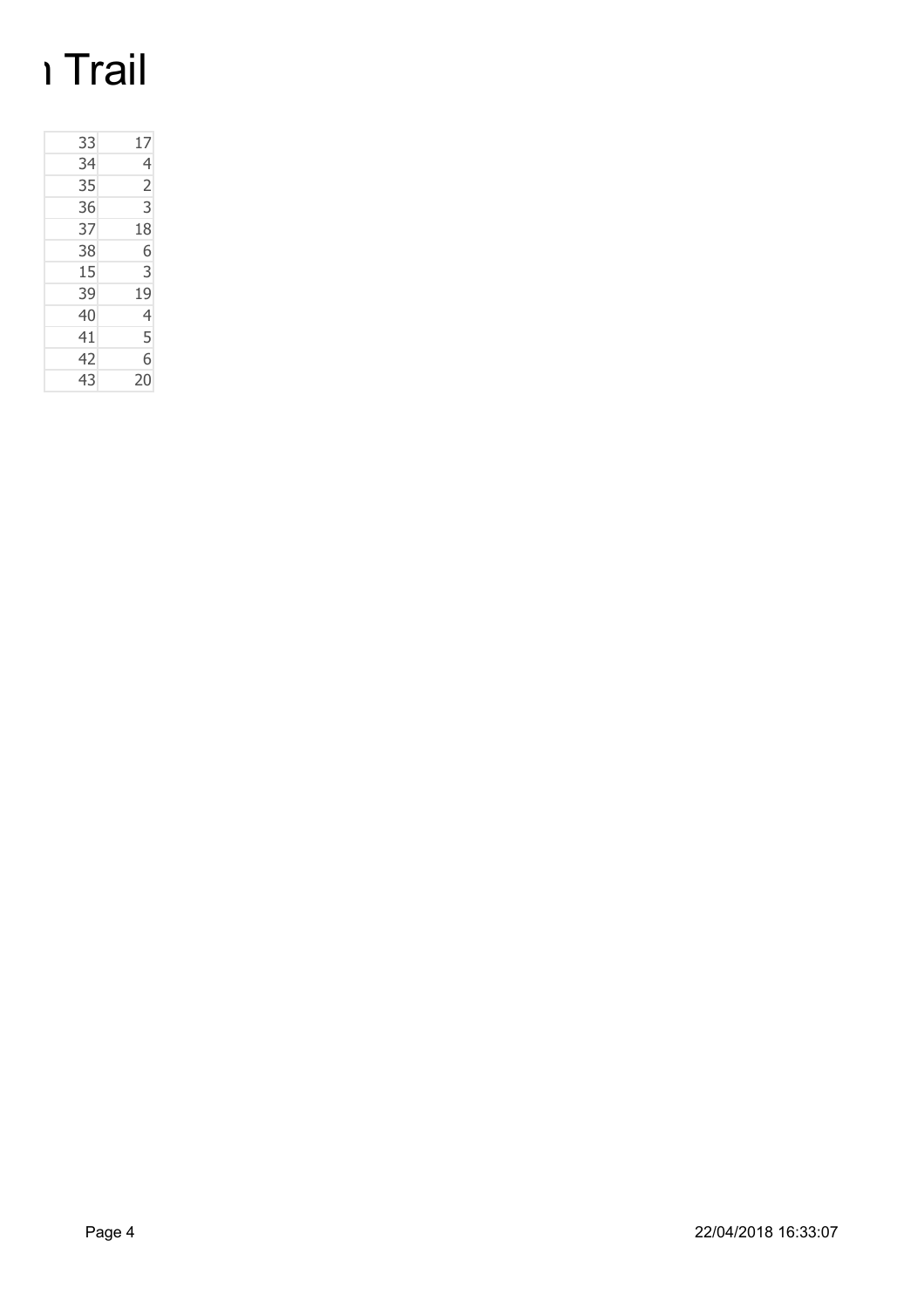# ı Trail

| | |
|---|---|
| 33 | 17 |
| 34 | 4 |
| 35 | 2 |
| 36 | 3 |
| 37 | 18 |
| 38 | 6 |
| 15 | 3 |
| 39 | 19 |
| 40 | 4 |
| 41 | 5 |
| 42 | 6 |
| 43 | 20 |